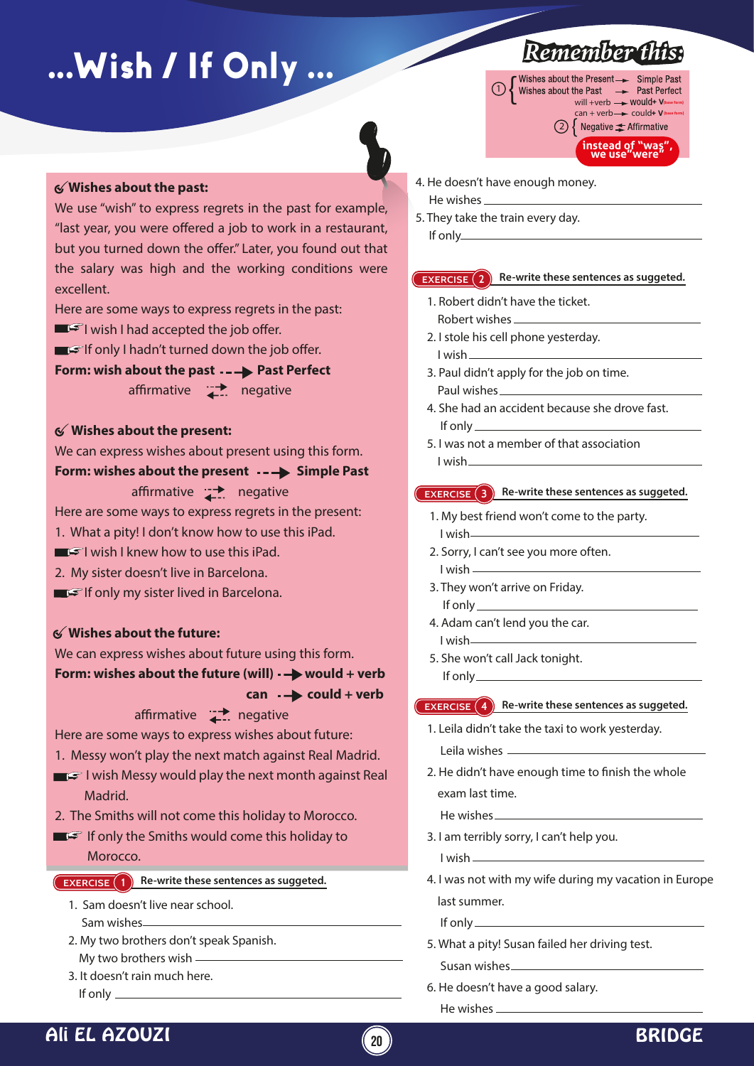# ...Wish / If Only ...

## Remember this:

① Wishes about the Present → Simple Past
Wishes about the Past → Past Perfect
will + verb → would + V (base form)
can + verb → could + V (base form)

② Negative ⇄ Affirmative

instead of "was", we use "were"

### Wishes about the past:

We use "wish" to express regrets in the past for example, "last year, you were offered a job to work in a restaurant, but you turned down the offer." Later, you found out that the salary was high and the working conditions were excellent.

Here are some ways to express regrets in the past:

- I wish I had accepted the job offer.
- If only I hadn't turned down the job offer.

**Form: wish about the past → Past Perfect**

affirmative ⇄ negative

### Wishes about the present:

We can express wishes about present using this form.

**Form: wishes about the present → Simple Past**

affirmative ⇄ negative

Here are some ways to express regrets in the present:

1. What a pity! I don't know how to use this iPad.
   - I wish I knew how to use this iPad.
2. My sister doesn't live in Barcelona.
   - If only my sister lived in Barcelona.

### Wishes about the future:

We can express wishes about future using this form.

**Form: wishes about the future (will) → would + verb**

**can → could + verb**

affirmative ⇄ negative

Here are some ways to express wishes about future:

1. Messy won't play the next match against Real Madrid.
   - I wish Messy would play the next month against Real Madrid.
2. The Smiths will not come this holiday to Morocco.
   - If only the Smiths would come this holiday to Morocco.

**EXERCISE 1** Re-write these sentences as suggeted.

1. Sam doesn't live near school.
   Sam wishes ______________________
2. My two brothers don't speak Spanish.
   My two brothers wish ______________________
3. It doesn't rain much here.
   If only ______________________
4. He doesn't have enough money.
   He wishes ______________________
5. They take the train every day.
   If only ______________________

**EXERCISE 2** Re-write these sentences as suggeted.

1. Robert didn't have the ticket.
   Robert wishes ______________________
2. I stole his cell phone yesterday.
   I wish ______________________
3. Paul didn't apply for the job on time.
   Paul wishes ______________________
4. She had an accident because she drove fast.
   If only ______________________
5. I was not a member of that association
   I wish ______________________

**EXERCISE 3** Re-write these sentences as suggeted.

1. My best friend won't come to the party.
   I wish ______________________
2. Sorry, I can't see you more often.
   I wish ______________________
3. They won't arrive on Friday.
   If only ______________________
4. Adam can't lend you the car.
   I wish ______________________
5. She won't call Jack tonight.
   If only ______________________

**EXERCISE 4** Re-write these sentences as suggeted.

1. Leila didn't take the taxi to work yesterday.
   Leila wishes ______________________
2. He didn't have enough time to finish the whole exam last time.
   He wishes ______________________
3. I am terribly sorry, I can't help you.
   I wish ______________________
4. I was not with my wife during my vacation in Europe last summer.
   If only ______________________
5. What a pity! Susan failed her driving test.
   Susan wishes ______________________
6. He doesn't have a good salary.
   He wishes ______________________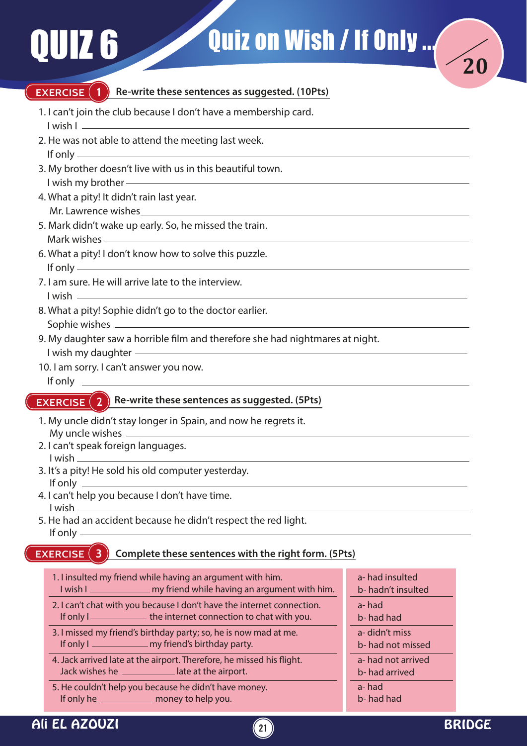# QUIZ 6 — Quiz on Wish / If Only ...

/20

## EXERCISE 1 — Re-write these sentences as suggested. (10Pts)

1. I can't join the club because I don't have a membership card.
   I wish I ______________________________
2. He was not able to attend the meeting last week.
   If only ______________________________
3. My brother doesn't live with us in this beautiful town.
   I wish my brother ______________________________
4. What a pity! It didn't rain last year.
   Mr. Lawrence wishes ______________________________
5. Mark didn't wake up early. So, he missed the train.
   Mark wishes ______________________________
6. What a pity! I don't know how to solve this puzzle.
   If only ______________________________
7. I am sure. He will arrive late to the interview.
   I wish ______________________________
8. What a pity! Sophie didn't go to the doctor earlier.
   Sophie wishes ______________________________
9. My daughter saw a horrible film and therefore she had nightmares at night.
   I wish my daughter ______________________________
10. I am sorry. I can't answer you now.
    If only ______________________________

## EXERCISE 2 — Re-write these sentences as suggested. (5Pts)

1. My uncle didn't stay longer in Spain, and now he regrets it.
   My uncle wishes ______________________________
2. I can't speak foreign languages.
   I wish ______________________________
3. It's a pity! He sold his old computer yesterday.
   If only ______________________________
4. I can't help you because I don't have time.
   I wish ______________________________
5. He had an accident because he didn't respect the red light.
   If only ______________________________

## EXERCISE 3 — Complete these sentences with the right form. (5Pts)

| Sentence | Options |
|---|---|
| 1. I insulted my friend while having an argument with him. I wish I __________ my friend while having an argument with him. | a- had insulted<br>b- hadn't insulted |
| 2. I can't chat with you because I don't have the internet connection. If only I __________ the internet connection to chat with you. | a- had<br>b- had had |
| 3. I missed my friend's birthday party; so, he is now mad at me. If only I __________ my friend's birthday party. | a- didn't miss<br>b- had not missed |
| 4. Jack arrived late at the airport. Therefore, he missed his flight. Jack wishes he __________ late at the airport. | a- had not arrived<br>b- had arrived |
| 5. He couldn't help you because he didn't have money. If only he __________ money to help you. | a- had<br>b- had had |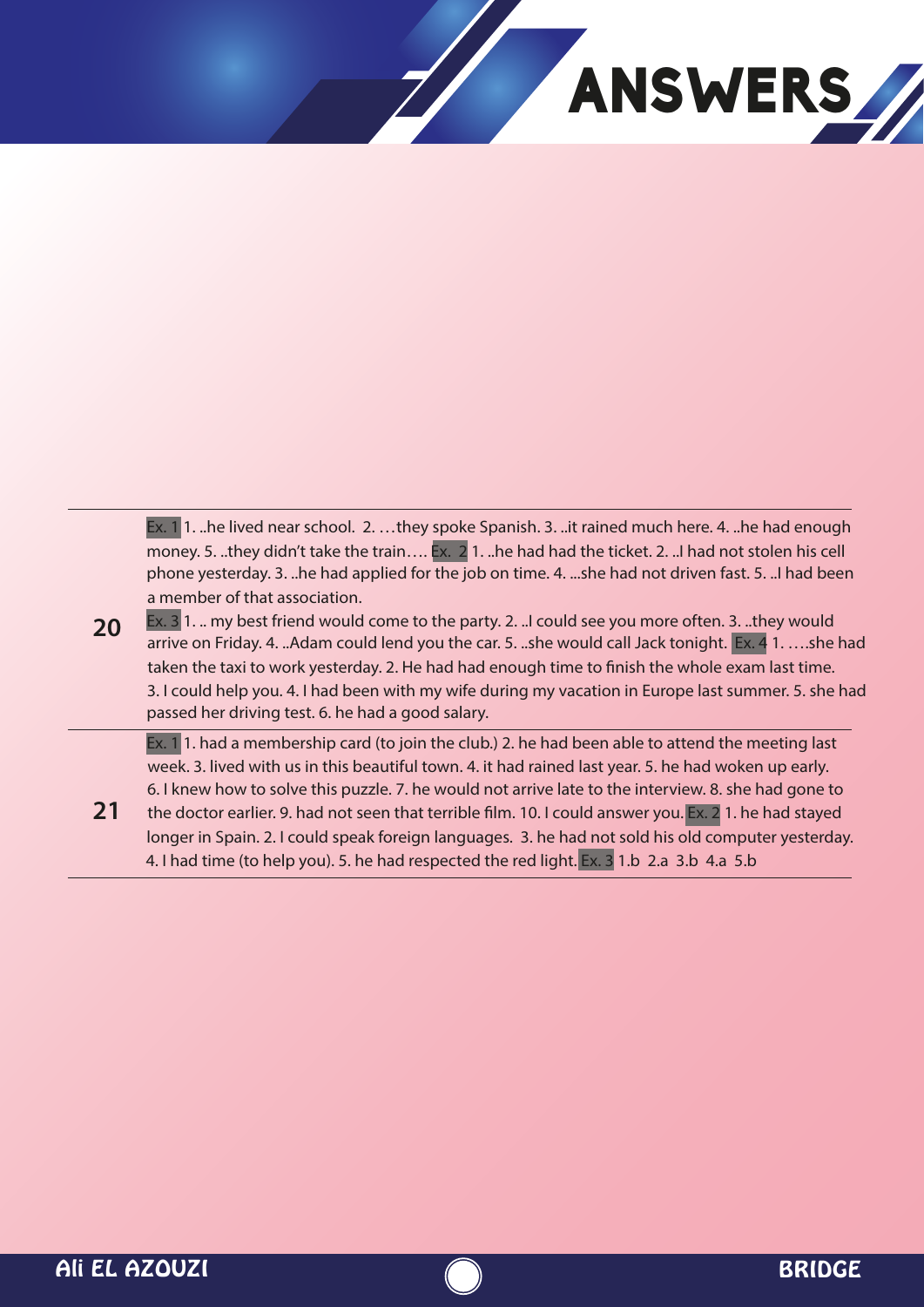# ANSWERS

| | |
|---|---|
| 20 | Ex. 1 1. ..he lived near school. 2. …they spoke Spanish. 3. ..it rained much here. 4. ..he had enough money. 5. ..they didn't take the train…. Ex. 2 1. ..he had had the ticket. 2. ..I had not stolen his cell phone yesterday. 3. ..he had applied for the job on time. 4. ...she had not driven fast. 5. ..I had been a member of that association. Ex. 3 1. .. my best friend would come to the party. 2. ..I could see you more often. 3. ..they would arrive on Friday. 4. ..Adam could lend you the car. 5. ..she would call Jack tonight. Ex. 4 1. ….she had taken the taxi to work yesterday. 2. He had had enough time to finish the whole exam last time. 3. I could help you. 4. I had been with my wife during my vacation in Europe last summer. 5. she had passed her driving test. 6. he had a good salary. |
| 21 | Ex. 1 1. had a membership card (to join the club.) 2. he had been able to attend the meeting last week. 3. lived with us in this beautiful town. 4. it had rained last year. 5. he had woken up early. 6. I knew how to solve this puzzle. 7. he would not arrive late to the interview. 8. she had gone to the doctor earlier. 9. had not seen that terrible film. 10. I could answer you. Ex. 2 1. he had stayed longer in Spain. 2. I could speak foreign languages. 3. he had not sold his old computer yesterday. 4. I had time (to help you). 5. he had respected the red light. Ex. 3 1.b 2.a 3.b 4.a 5.b |